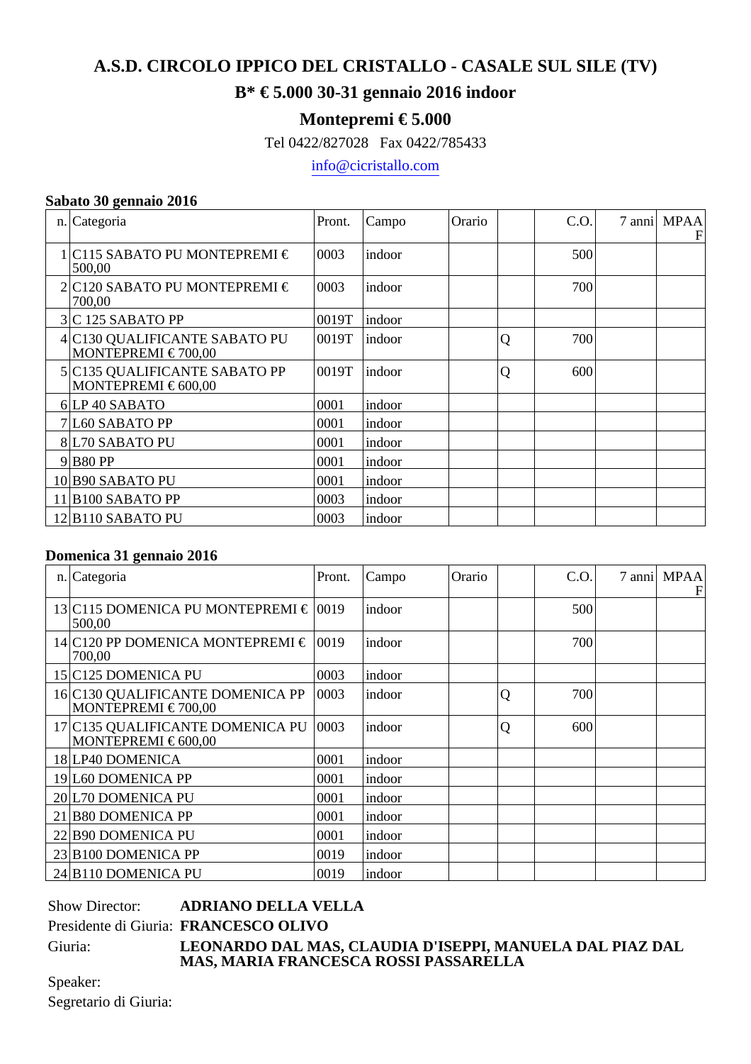# A.S.D. CIRCOLO IPPICO DEL CRISTALLO - CASALE SUL SILE (TV)

## B* € 5.000 30-31 gennaio 2016 indoor

## Montepremi € 5.000

Tel 0422/827028 Fax 0422/785433

info@cicristallo.com

### Sabato 30 gennaio 2016

| n. | Categoria | Pront. | Campo | Orario | | C.O. | 7 anni | MPAAF |
|---|---|---|---|---|---|---|---|---|
| 1 | C115 SABATO PU MONTEPREMI € 500,00 | 0003 | indoor | | | 500 | | |
| 2 | C120 SABATO PU MONTEPREMI € 700,00 | 0003 | indoor | | | 700 | | |
| 3 | C 125 SABATO PP | 0019T | indoor | | | | | |
| 4 | C130 QUALIFICANTE SABATO PU MONTEPREMI € 700,00 | 0019T | indoor | | Q | 700 | | |
| 5 | C135 QUALIFICANTE SABATO PP MONTEPREMI € 600,00 | 0019T | indoor | | Q | 600 | | |
| 6 | LP 40 SABATO | 0001 | indoor | | | | | |
| 7 | L60 SABATO PP | 0001 | indoor | | | | | |
| 8 | L70 SABATO PU | 0001 | indoor | | | | | |
| 9 | B80 PP | 0001 | indoor | | | | | |
| 10 | B90 SABATO PU | 0001 | indoor | | | | | |
| 11 | B100 SABATO PP | 0003 | indoor | | | | | |
| 12 | B110 SABATO PU | 0003 | indoor | | | | | |

### Domenica 31 gennaio 2016

| n. | Categoria | Pront. | Campo | Orario | | C.O. | 7 anni | MPAAF |
|---|---|---|---|---|---|---|---|---|
| 13 | C115 DOMENICA PU MONTEPREMI € 500,00 | 0019 | indoor | | | 500 | | |
| 14 | C120 PP DOMENICA MONTEPREMI € 700,00 | 0019 | indoor | | | 700 | | |
| 15 | C125 DOMENICA PU | 0003 | indoor | | | | | |
| 16 | C130 QUALIFICANTE DOMENICA PP MONTEPREMI € 700,00 | 0003 | indoor | | Q | 700 | | |
| 17 | C135 QUALIFICANTE DOMENICA PU MONTEPREMI € 600,00 | 0003 | indoor | | Q | 600 | | |
| 18 | LP40 DOMENICA | 0001 | indoor | | | | | |
| 19 | L60 DOMENICA PP | 0001 | indoor | | | | | |
| 20 | L70 DOMENICA PU | 0001 | indoor | | | | | |
| 21 | B80 DOMENICA PP | 0001 | indoor | | | | | |
| 22 | B90 DOMENICA PU | 0001 | indoor | | | | | |
| 23 | B100 DOMENICA PP | 0019 | indoor | | | | | |
| 24 | B110 DOMENICA PU | 0019 | indoor | | | | | |

Show Director: **ADRIANO DELLA VELLA**

Presidente di Giuria: **FRANCESCO OLIVO**

Giuria: **LEONARDO DAL MAS, CLAUDIA D'ISEPPI, MANUELA DAL PIAZ DAL MAS, MARIA FRANCESCA ROSSI PASSARELLA**

Speaker:

Segretario di Giuria: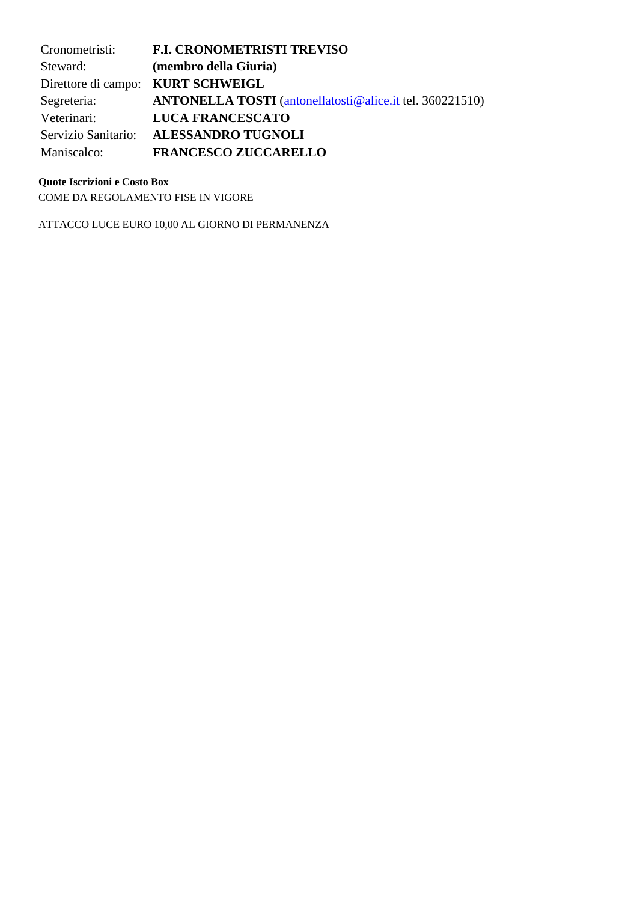| | |
|---|---|
| Cronometristi: | **F.I. CRONOMETRISTI TREVISO** |
| Steward: | **(membro della Giuria)** |
| Direttore di campo: | **KURT SCHWEIGL** |
| Segreteria: | **ANTONELLA TOSTI** (antonellatosti@alice.it tel. 360221510) |
| Veterinari: | **LUCA FRANCESCATO** |
| Servizio Sanitario: | **ALESSANDRO TUGNOLI** |
| Maniscalco: | **FRANCESCO ZUCCARELLO** |

**Quote Iscrizioni e Costo Box**

COME DA REGOLAMENTO FISE IN VIGORE

ATTACCO LUCE EURO 10,00 AL GIORNO DI PERMANENZA